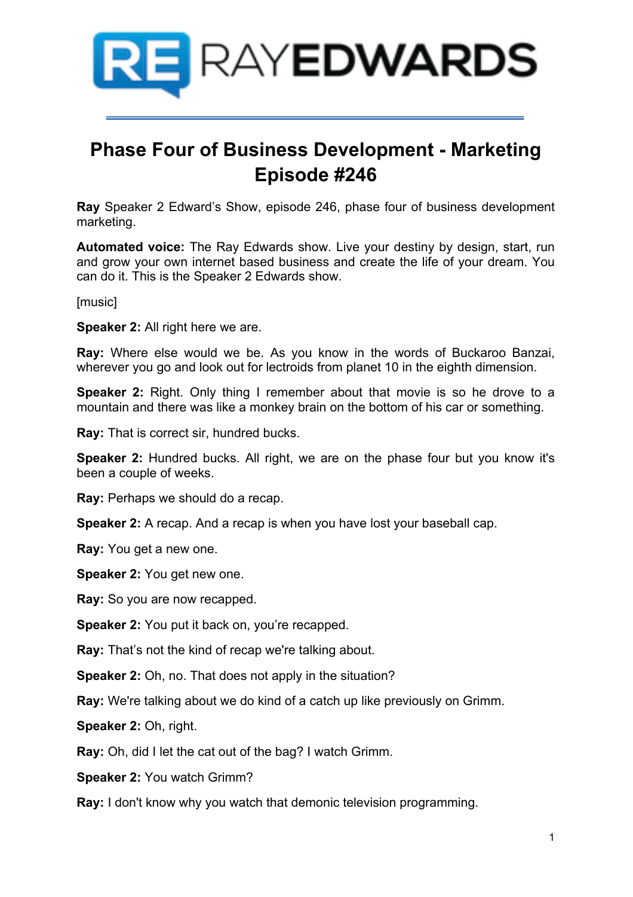# Phase Four of Business Development - Marketing Episode #246

**Ray** Speaker 2 Edward's Show, episode 246, phase four of business development marketing.

**Automated voice:** The Ray Edwards show. Live your destiny by design, start, run and grow your own internet based business and create the life of your dream. You can do it. This is the Speaker 2 Edwards show.

[music]

**Speaker 2:** All right here we are.

**Ray:** Where else would we be. As you know in the words of Buckaroo Banzai, wherever you go and look out for lectroids from planet 10 in the eighth dimension.

**Speaker 2:** Right. Only thing I remember about that movie is so he drove to a mountain and there was like a monkey brain on the bottom of his car or something.

**Ray:** That is correct sir, hundred bucks.

**Speaker 2:** Hundred bucks. All right, we are on the phase four but you know it's been a couple of weeks.

**Ray:** Perhaps we should do a recap.

**Speaker 2:** A recap. And a recap is when you have lost your baseball cap.

**Ray:** You get a new one.

**Speaker 2:** You get new one.

**Ray:** So you are now recapped.

**Speaker 2:** You put it back on, you're recapped.

**Ray:** That's not the kind of recap we're talking about.

**Speaker 2:** Oh, no. That does not apply in the situation?

**Ray:** We're talking about we do kind of a catch up like previously on Grimm.

**Speaker 2:** Oh, right.

**Ray:** Oh, did I let the cat out of the bag? I watch Grimm.

**Speaker 2:** You watch Grimm?

**Ray:** I don't know why you watch that demonic television programming.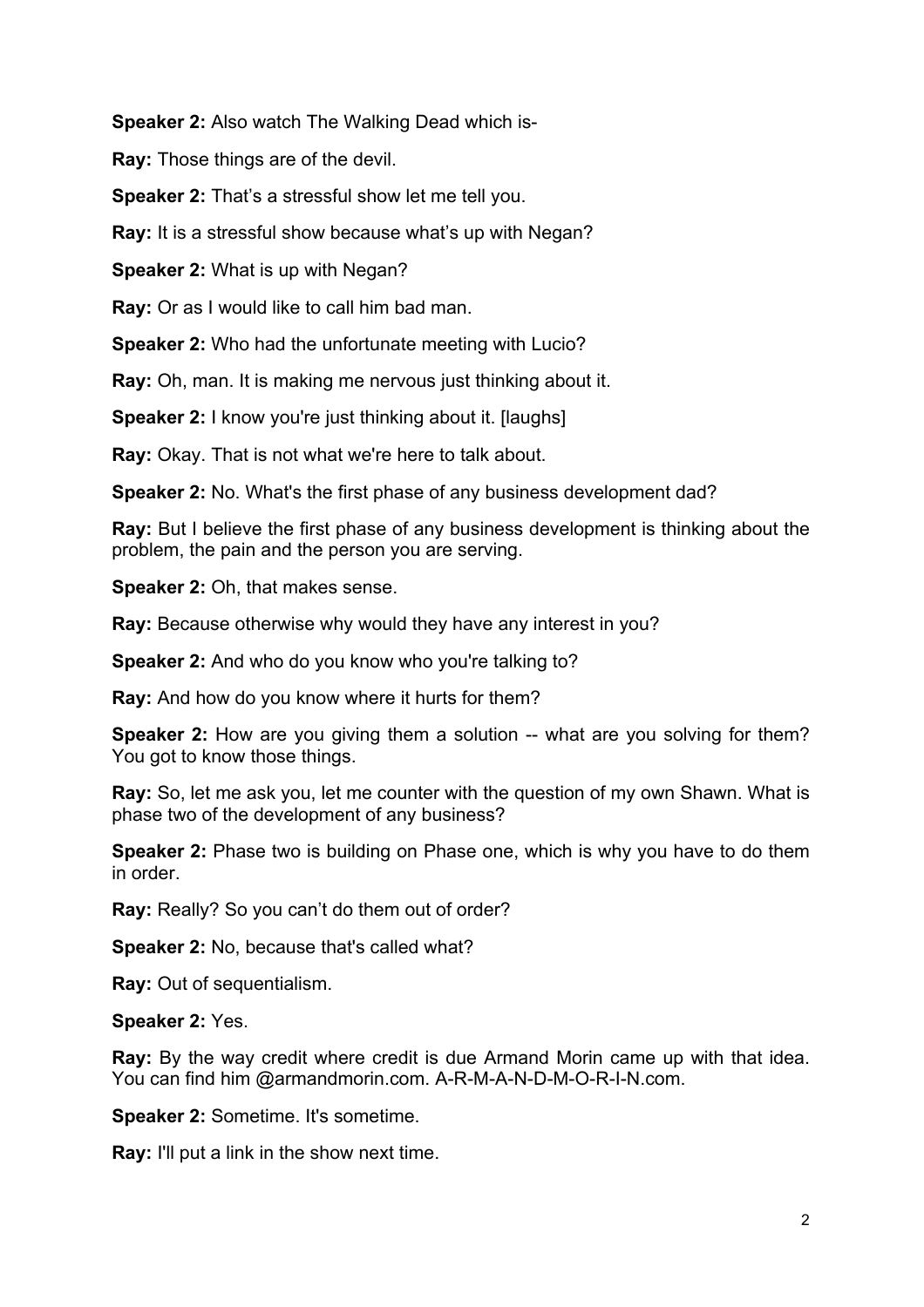**Speaker 2:** Also watch The Walking Dead which is-

**Ray:** Those things are of the devil.

**Speaker 2:** That's a stressful show let me tell you.

**Ray:** It is a stressful show because what's up with Negan?

**Speaker 2:** What is up with Negan?

**Ray:** Or as I would like to call him bad man.

**Speaker 2:** Who had the unfortunate meeting with Lucio?

**Ray:** Oh, man. It is making me nervous just thinking about it.

**Speaker 2:** I know you're just thinking about it. [laughs]

**Ray:** Okay. That is not what we're here to talk about.

**Speaker 2:** No. What's the first phase of any business development dad?

**Ray:** But I believe the first phase of any business development is thinking about the problem, the pain and the person you are serving.

**Speaker 2:** Oh, that makes sense.

**Ray:** Because otherwise why would they have any interest in you?

**Speaker 2:** And who do you know who you're talking to?

**Ray:** And how do you know where it hurts for them?

**Speaker 2:** How are you giving them a solution -- what are you solving for them? You got to know those things.

**Ray:** So, let me ask you, let me counter with the question of my own Shawn. What is phase two of the development of any business?

**Speaker 2:** Phase two is building on Phase one, which is why you have to do them in order.

**Ray:** Really? So you can't do them out of order?

**Speaker 2:** No, because that's called what?

**Ray:** Out of sequentialism.

**Speaker 2:** Yes.

**Ray:** By the way credit where credit is due Armand Morin came up with that idea. You can find him @armandmorin.com. A-R-M-A-N-D-M-O-R-I-N.com.

**Speaker 2:** Sometime. It's sometime.

**Ray:** I'll put a link in the show next time.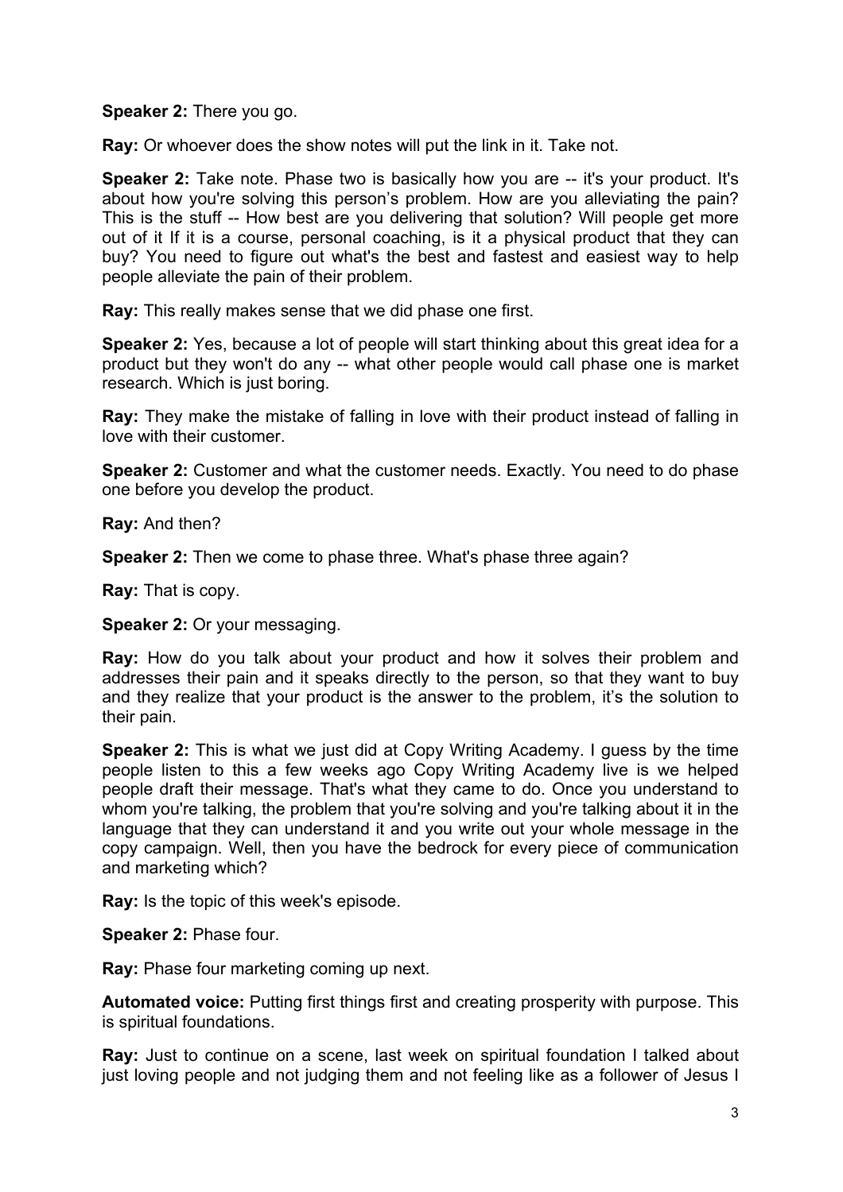**Speaker 2:** There you go.

**Ray:** Or whoever does the show notes will put the link in it. Take not.

**Speaker 2:** Take note. Phase two is basically how you are -- it's your product. It's about how you're solving this person's problem. How are you alleviating the pain? This is the stuff -- How best are you delivering that solution? Will people get more out of it If it is a course, personal coaching, is it a physical product that they can buy? You need to figure out what's the best and fastest and easiest way to help people alleviate the pain of their problem.

**Ray:** This really makes sense that we did phase one first.

**Speaker 2:** Yes, because a lot of people will start thinking about this great idea for a product but they won't do any -- what other people would call phase one is market research. Which is just boring.

**Ray:** They make the mistake of falling in love with their product instead of falling in love with their customer.

**Speaker 2:** Customer and what the customer needs. Exactly. You need to do phase one before you develop the product.

**Ray:** And then?

**Speaker 2:** Then we come to phase three. What's phase three again?

**Ray:** That is copy.

**Speaker 2:** Or your messaging.

**Ray:** How do you talk about your product and how it solves their problem and addresses their pain and it speaks directly to the person, so that they want to buy and they realize that your product is the answer to the problem, it's the solution to their pain.

**Speaker 2:** This is what we just did at Copy Writing Academy. I guess by the time people listen to this a few weeks ago Copy Writing Academy live is we helped people draft their message. That's what they came to do. Once you understand to whom you're talking, the problem that you're solving and you're talking about it in the language that they can understand it and you write out your whole message in the copy campaign. Well, then you have the bedrock for every piece of communication and marketing which?

**Ray:** Is the topic of this week's episode.

**Speaker 2:** Phase four.

**Ray:** Phase four marketing coming up next.

**Automated voice:** Putting first things first and creating prosperity with purpose. This is spiritual foundations.

**Ray:** Just to continue on a scene, last week on spiritual foundation I talked about just loving people and not judging them and not feeling like as a follower of Jesus I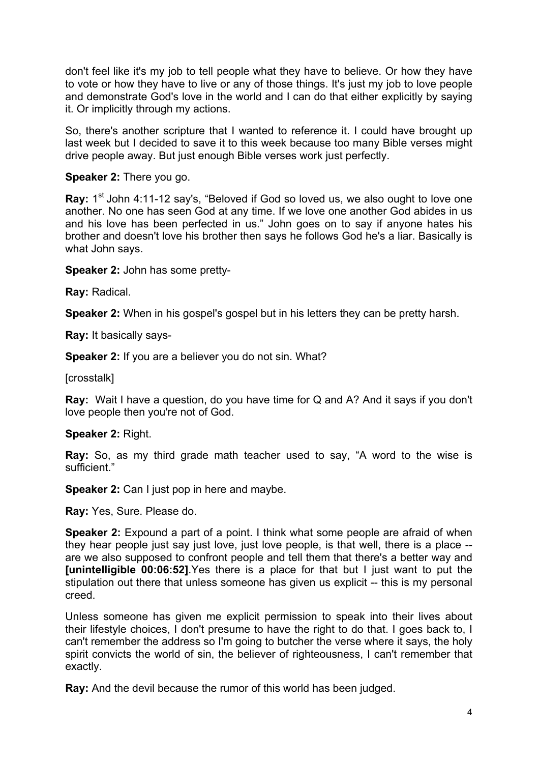don't feel like it's my job to tell people what they have to believe. Or how they have to vote or how they have to live or any of those things. It's just my job to love people and demonstrate God's love in the world and I can do that either explicitly by saying it. Or implicitly through my actions.

So, there's another scripture that I wanted to reference it. I could have brought up last week but I decided to save it to this week because too many Bible verses might drive people away. But just enough Bible verses work just perfectly.

**Speaker 2:** There you go.

**Ray:** 1st John 4:11-12 say's, "Beloved if God so loved us, we also ought to love one another. No one has seen God at any time. If we love one another God abides in us and his love has been perfected in us." John goes on to say if anyone hates his brother and doesn't love his brother then says he follows God he's a liar. Basically is what John says.

**Speaker 2:** John has some pretty-

**Ray:** Radical.

**Speaker 2:** When in his gospel's gospel but in his letters they can be pretty harsh.

**Ray:** It basically says-

**Speaker 2:** If you are a believer you do not sin. What?

[crosstalk]

**Ray:** Wait I have a question, do you have time for Q and A? And it says if you don't love people then you're not of God.

**Speaker 2:** Right.

**Ray:** So, as my third grade math teacher used to say, "A word to the wise is sufficient."

**Speaker 2:** Can I just pop in here and maybe.

**Ray:** Yes, Sure. Please do.

**Speaker 2:** Expound a part of a point. I think what some people are afraid of when they hear people just say just love, just love people, is that well, there is a place -- are we also supposed to confront people and tell them that there's a better way and **[unintelligible 00:06:52]**.Yes there is a place for that but I just want to put the stipulation out there that unless someone has given us explicit -- this is my personal creed.

Unless someone has given me explicit permission to speak into their lives about their lifestyle choices, I don't presume to have the right to do that. I goes back to, I can't remember the address so I'm going to butcher the verse where it says, the holy spirit convicts the world of sin, the believer of righteousness, I can't remember that exactly.

**Ray:** And the devil because the rumor of this world has been judged.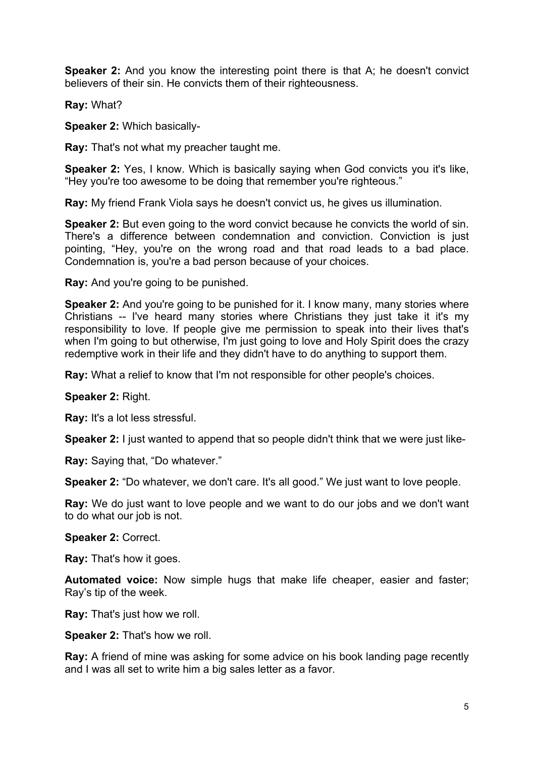**Speaker 2:** And you know the interesting point there is that A; he doesn't convict believers of their sin. He convicts them of their righteousness.

**Ray:** What?

**Speaker 2:** Which basically-

**Ray:** That's not what my preacher taught me.

**Speaker 2:** Yes, I know. Which is basically saying when God convicts you it's like, "Hey you're too awesome to be doing that remember you're righteous."

**Ray:** My friend Frank Viola says he doesn't convict us, he gives us illumination.

**Speaker 2:** But even going to the word convict because he convicts the world of sin. There's a difference between condemnation and conviction. Conviction is just pointing, "Hey, you're on the wrong road and that road leads to a bad place. Condemnation is, you're a bad person because of your choices.

**Ray:** And you're going to be punished.

**Speaker 2:** And you're going to be punished for it. I know many, many stories where Christians -- I've heard many stories where Christians they just take it it's my responsibility to love. If people give me permission to speak into their lives that's when I'm going to but otherwise, I'm just going to love and Holy Spirit does the crazy redemptive work in their life and they didn't have to do anything to support them.

**Ray:** What a relief to know that I'm not responsible for other people's choices.

**Speaker 2:** Right.

**Ray:** It's a lot less stressful.

**Speaker 2:** I just wanted to append that so people didn't think that we were just like-

**Ray:** Saying that, "Do whatever."

**Speaker 2:** "Do whatever, we don't care. It's all good." We just want to love people.

**Ray:** We do just want to love people and we want to do our jobs and we don't want to do what our job is not.

**Speaker 2:** Correct.

**Ray:** That's how it goes.

**Automated voice:** Now simple hugs that make life cheaper, easier and faster; Ray's tip of the week.

**Ray:** That's just how we roll.

**Speaker 2:** That's how we roll.

**Ray:** A friend of mine was asking for some advice on his book landing page recently and I was all set to write him a big sales letter as a favor.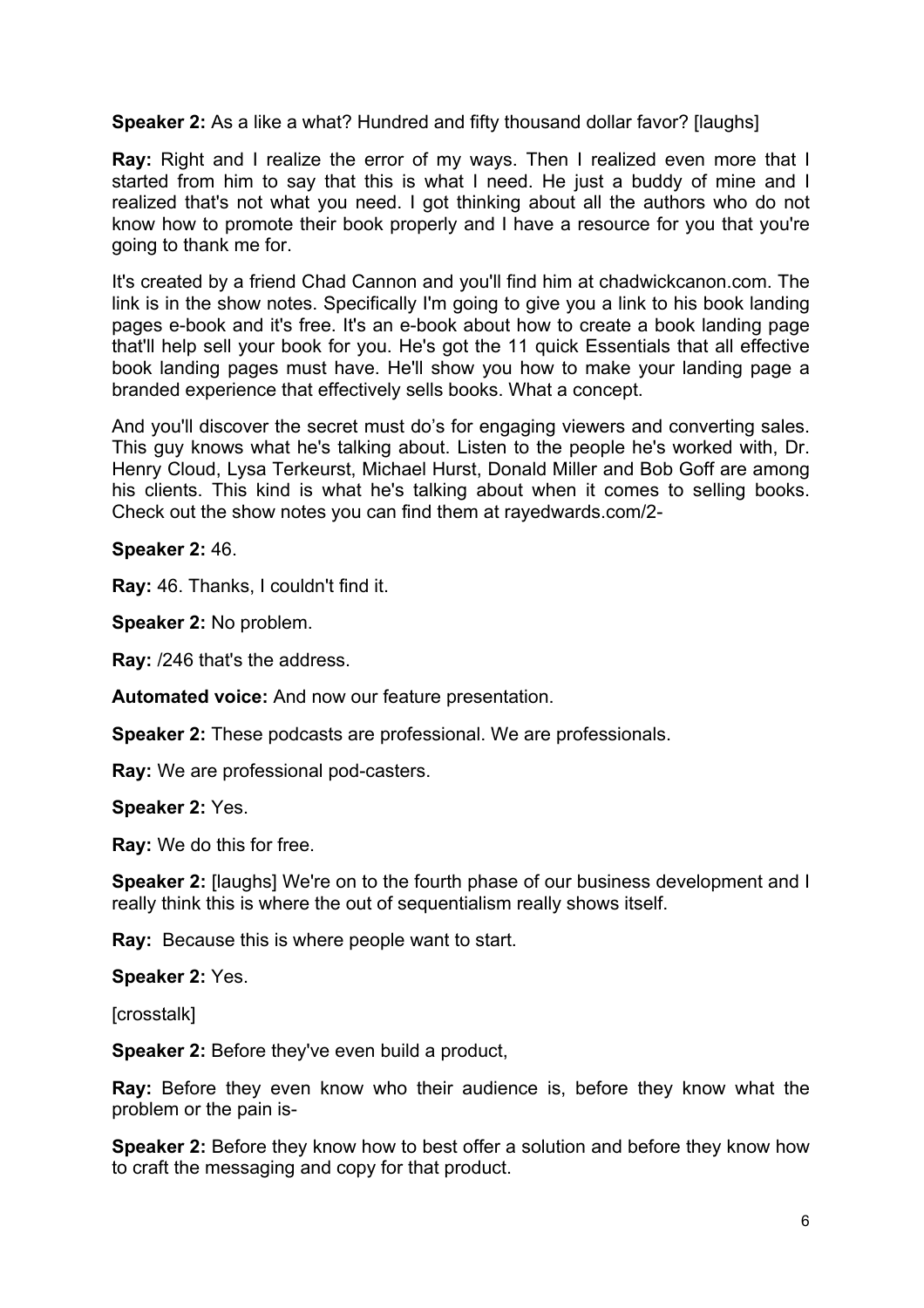**Speaker 2:** As a like a what? Hundred and fifty thousand dollar favor? [laughs]

**Ray:** Right and I realize the error of my ways. Then I realized even more that I started from him to say that this is what I need. He just a buddy of mine and I realized that's not what you need. I got thinking about all the authors who do not know how to promote their book properly and I have a resource for you that you're going to thank me for.

It's created by a friend Chad Cannon and you'll find him at chadwickcanon.com. The link is in the show notes. Specifically I'm going to give you a link to his book landing pages e-book and it's free. It's an e-book about how to create a book landing page that'll help sell your book for you. He's got the 11 quick Essentials that all effective book landing pages must have. He'll show you how to make your landing page a branded experience that effectively sells books. What a concept.

And you'll discover the secret must do's for engaging viewers and converting sales. This guy knows what he's talking about. Listen to the people he's worked with, Dr. Henry Cloud, Lysa Terkeurst, Michael Hurst, Donald Miller and Bob Goff are among his clients. This kind is what he's talking about when it comes to selling books. Check out the show notes you can find them at rayedwards.com/2-

**Speaker 2:** 46.

**Ray:** 46. Thanks, I couldn't find it.

**Speaker 2:** No problem.

**Ray:** /246 that's the address.

**Automated voice:** And now our feature presentation.

**Speaker 2:** These podcasts are professional. We are professionals.

**Ray:** We are professional pod-casters.

**Speaker 2:** Yes.

**Ray:** We do this for free.

**Speaker 2:** [laughs] We're on to the fourth phase of our business development and I really think this is where the out of sequentialism really shows itself.

**Ray:** Because this is where people want to start.

**Speaker 2:** Yes.

[crosstalk]

**Speaker 2:** Before they've even build a product,

**Ray:** Before they even know who their audience is, before they know what the problem or the pain is-

**Speaker 2:** Before they know how to best offer a solution and before they know how to craft the messaging and copy for that product.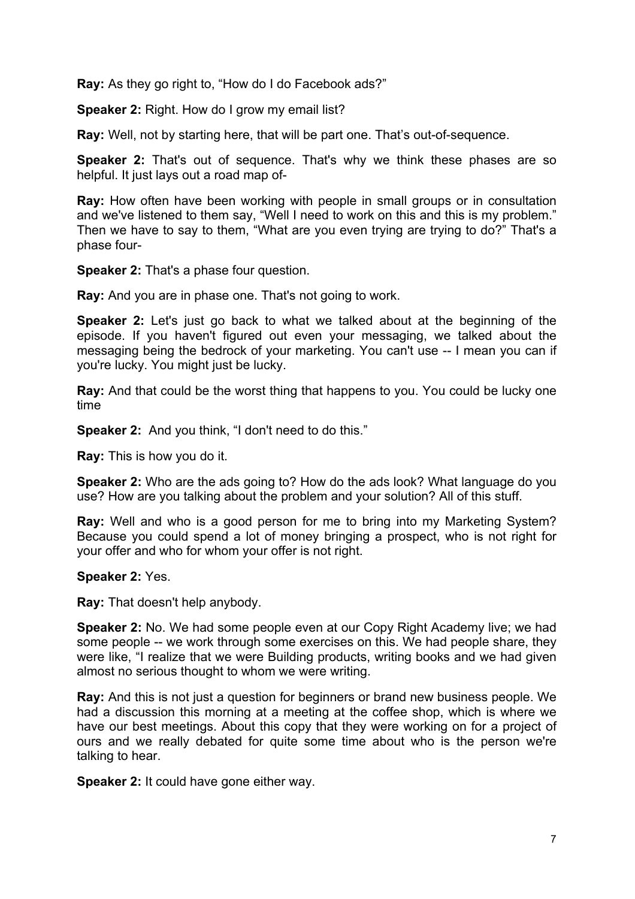**Ray:** As they go right to, “How do I do Facebook ads?”

**Speaker 2:** Right. How do I grow my email list?

**Ray:** Well, not by starting here, that will be part one. That’s out-of-sequence.

**Speaker 2:** That's out of sequence. That's why we think these phases are so helpful. It just lays out a road map of-

**Ray:** How often have been working with people in small groups or in consultation and we've listened to them say, “Well I need to work on this and this is my problem.” Then we have to say to them, “What are you even trying are trying to do?” That's a phase four-

**Speaker 2:** That's a phase four question.

**Ray:** And you are in phase one. That's not going to work.

**Speaker 2:** Let's just go back to what we talked about at the beginning of the episode. If you haven't figured out even your messaging, we talked about the messaging being the bedrock of your marketing. You can't use -- I mean you can if you're lucky. You might just be lucky.

**Ray:** And that could be the worst thing that happens to you. You could be lucky one time

**Speaker 2:** And you think, “I don't need to do this.”

**Ray:** This is how you do it.

**Speaker 2:** Who are the ads going to? How do the ads look? What language do you use? How are you talking about the problem and your solution? All of this stuff.

**Ray:** Well and who is a good person for me to bring into my Marketing System? Because you could spend a lot of money bringing a prospect, who is not right for your offer and who for whom your offer is not right.

**Speaker 2:** Yes.

**Ray:** That doesn't help anybody.

**Speaker 2:** No. We had some people even at our Copy Right Academy live; we had some people -- we work through some exercises on this. We had people share, they were like, “I realize that we were Building products, writing books and we had given almost no serious thought to whom we were writing.

**Ray:** And this is not just a question for beginners or brand new business people. We had a discussion this morning at a meeting at the coffee shop, which is where we have our best meetings. About this copy that they were working on for a project of ours and we really debated for quite some time about who is the person we're talking to hear.

**Speaker 2:** It could have gone either way.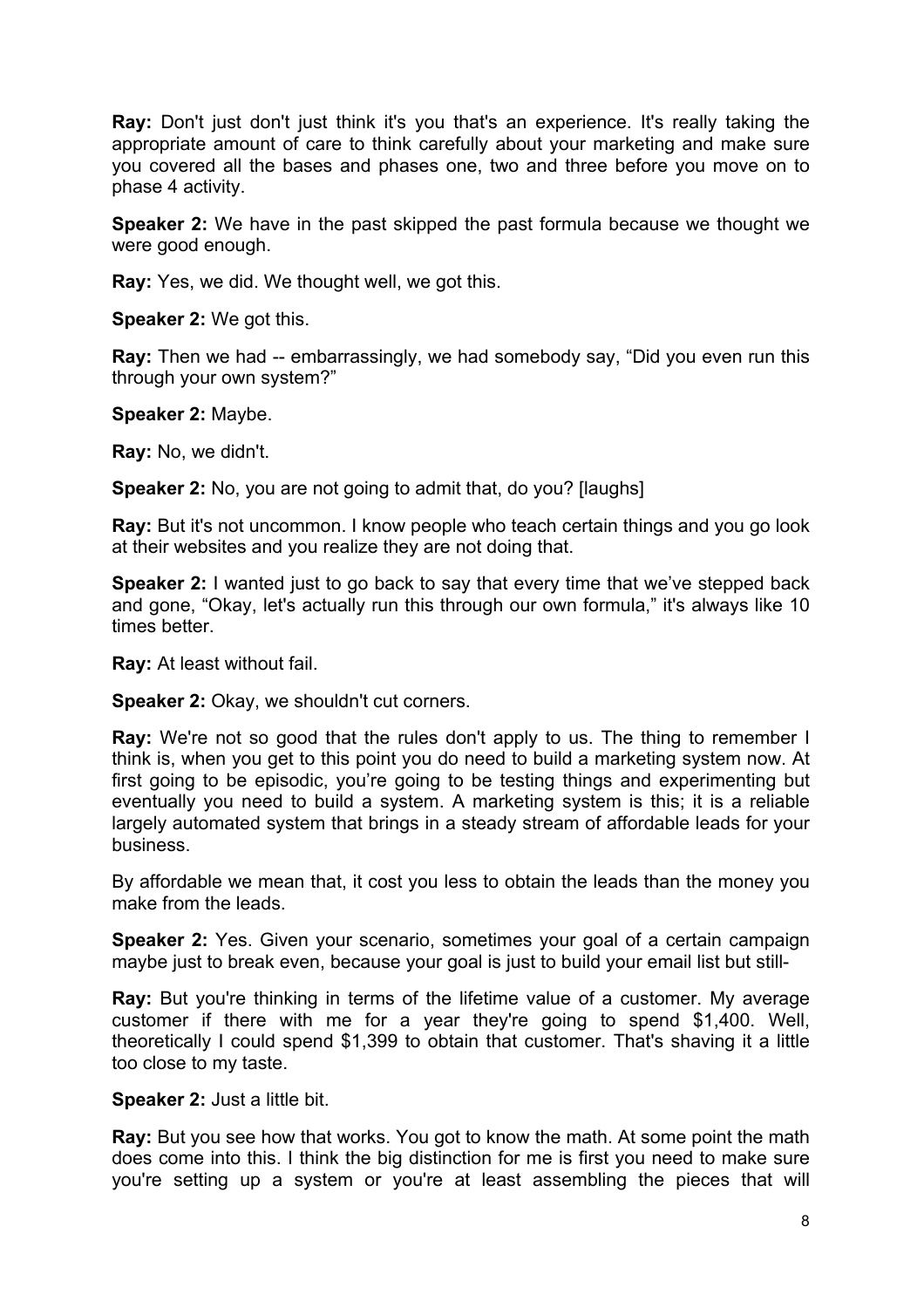**Ray:** Don't just don't just think it's you that's an experience. It's really taking the appropriate amount of care to think carefully about your marketing and make sure you covered all the bases and phases one, two and three before you move on to phase 4 activity.

**Speaker 2:** We have in the past skipped the past formula because we thought we were good enough.

**Ray:** Yes, we did. We thought well, we got this.

**Speaker 2:** We got this.

**Ray:** Then we had -- embarrassingly, we had somebody say, "Did you even run this through your own system?"

**Speaker 2:** Maybe.

**Ray:** No, we didn't.

**Speaker 2:** No, you are not going to admit that, do you? [laughs]

**Ray:** But it's not uncommon. I know people who teach certain things and you go look at their websites and you realize they are not doing that.

**Speaker 2:** I wanted just to go back to say that every time that we've stepped back and gone, "Okay, let's actually run this through our own formula," it's always like 10 times better.

**Ray:** At least without fail.

**Speaker 2:** Okay, we shouldn't cut corners.

**Ray:** We're not so good that the rules don't apply to us. The thing to remember I think is, when you get to this point you do need to build a marketing system now. At first going to be episodic, you're going to be testing things and experimenting but eventually you need to build a system. A marketing system is this; it is a reliable largely automated system that brings in a steady stream of affordable leads for your business.

By affordable we mean that, it cost you less to obtain the leads than the money you make from the leads.

**Speaker 2:** Yes. Given your scenario, sometimes your goal of a certain campaign maybe just to break even, because your goal is just to build your email list but still-

**Ray:** But you're thinking in terms of the lifetime value of a customer. My average customer if there with me for a year they're going to spend $1,400. Well, theoretically I could spend $1,399 to obtain that customer. That's shaving it a little too close to my taste.

**Speaker 2:** Just a little bit.

**Ray:** But you see how that works. You got to know the math. At some point the math does come into this. I think the big distinction for me is first you need to make sure you're setting up a system or you're at least assembling the pieces that will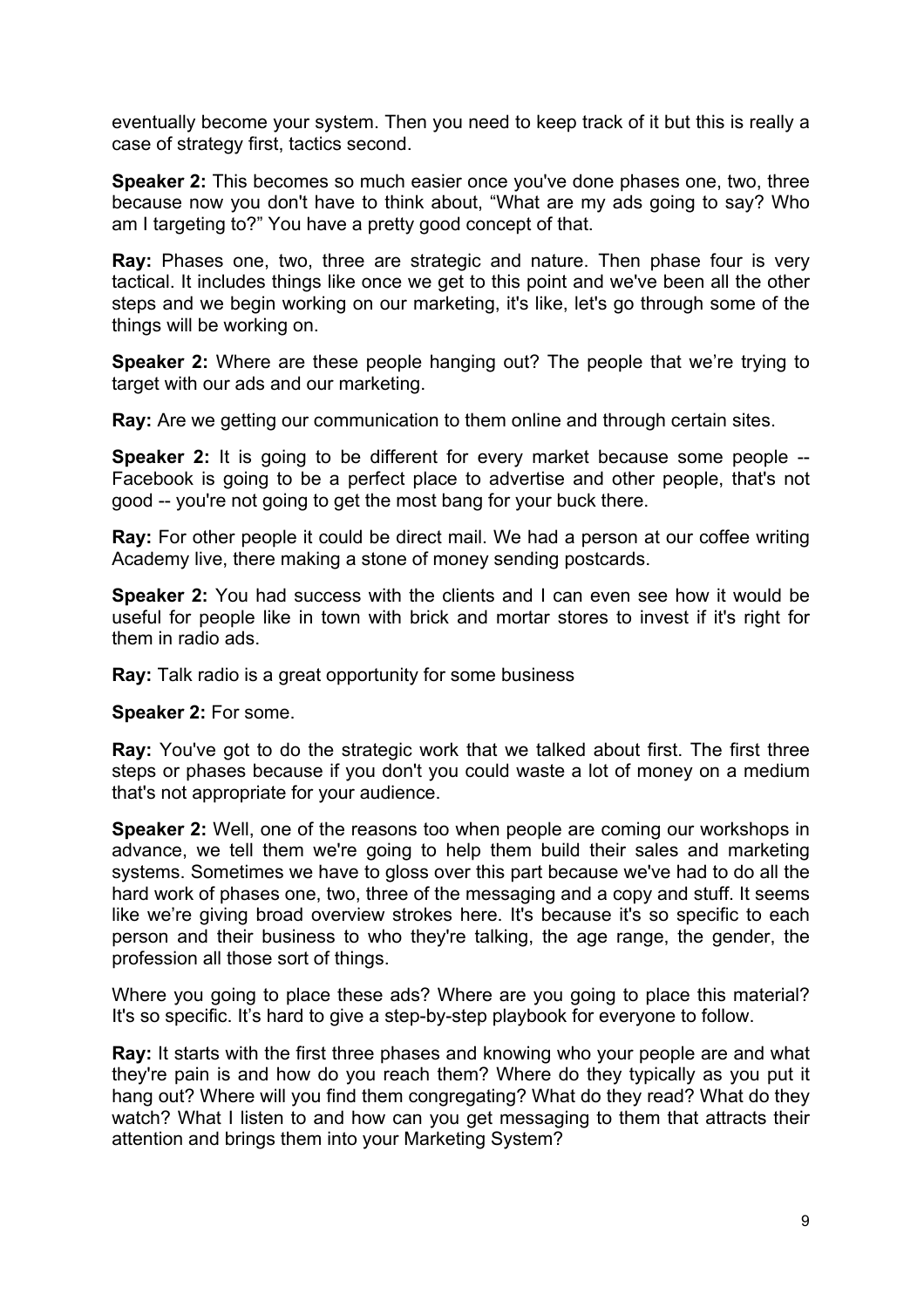eventually become your system. Then you need to keep track of it but this is really a case of strategy first, tactics second.

**Speaker 2:** This becomes so much easier once you've done phases one, two, three because now you don't have to think about, "What are my ads going to say? Who am I targeting to?" You have a pretty good concept of that.

**Ray:** Phases one, two, three are strategic and nature. Then phase four is very tactical. It includes things like once we get to this point and we've been all the other steps and we begin working on our marketing, it's like, let's go through some of the things will be working on.

**Speaker 2:** Where are these people hanging out? The people that we're trying to target with our ads and our marketing.

**Ray:** Are we getting our communication to them online and through certain sites.

**Speaker 2:** It is going to be different for every market because some people -- Facebook is going to be a perfect place to advertise and other people, that's not good -- you're not going to get the most bang for your buck there.

**Ray:** For other people it could be direct mail. We had a person at our coffee writing Academy live, there making a stone of money sending postcards.

**Speaker 2:** You had success with the clients and I can even see how it would be useful for people like in town with brick and mortar stores to invest if it's right for them in radio ads.

**Ray:** Talk radio is a great opportunity for some business

**Speaker 2:** For some.

**Ray:** You've got to do the strategic work that we talked about first. The first three steps or phases because if you don't you could waste a lot of money on a medium that's not appropriate for your audience.

**Speaker 2:** Well, one of the reasons too when people are coming our workshops in advance, we tell them we're going to help them build their sales and marketing systems. Sometimes we have to gloss over this part because we've had to do all the hard work of phases one, two, three of the messaging and a copy and stuff. It seems like we're giving broad overview strokes here. It's because it's so specific to each person and their business to who they're talking, the age range, the gender, the profession all those sort of things.

Where you going to place these ads? Where are you going to place this material? It's so specific. It's hard to give a step-by-step playbook for everyone to follow.

**Ray:** It starts with the first three phases and knowing who your people are and what they're pain is and how do you reach them? Where do they typically as you put it hang out? Where will you find them congregating? What do they read? What do they watch? What I listen to and how can you get messaging to them that attracts their attention and brings them into your Marketing System?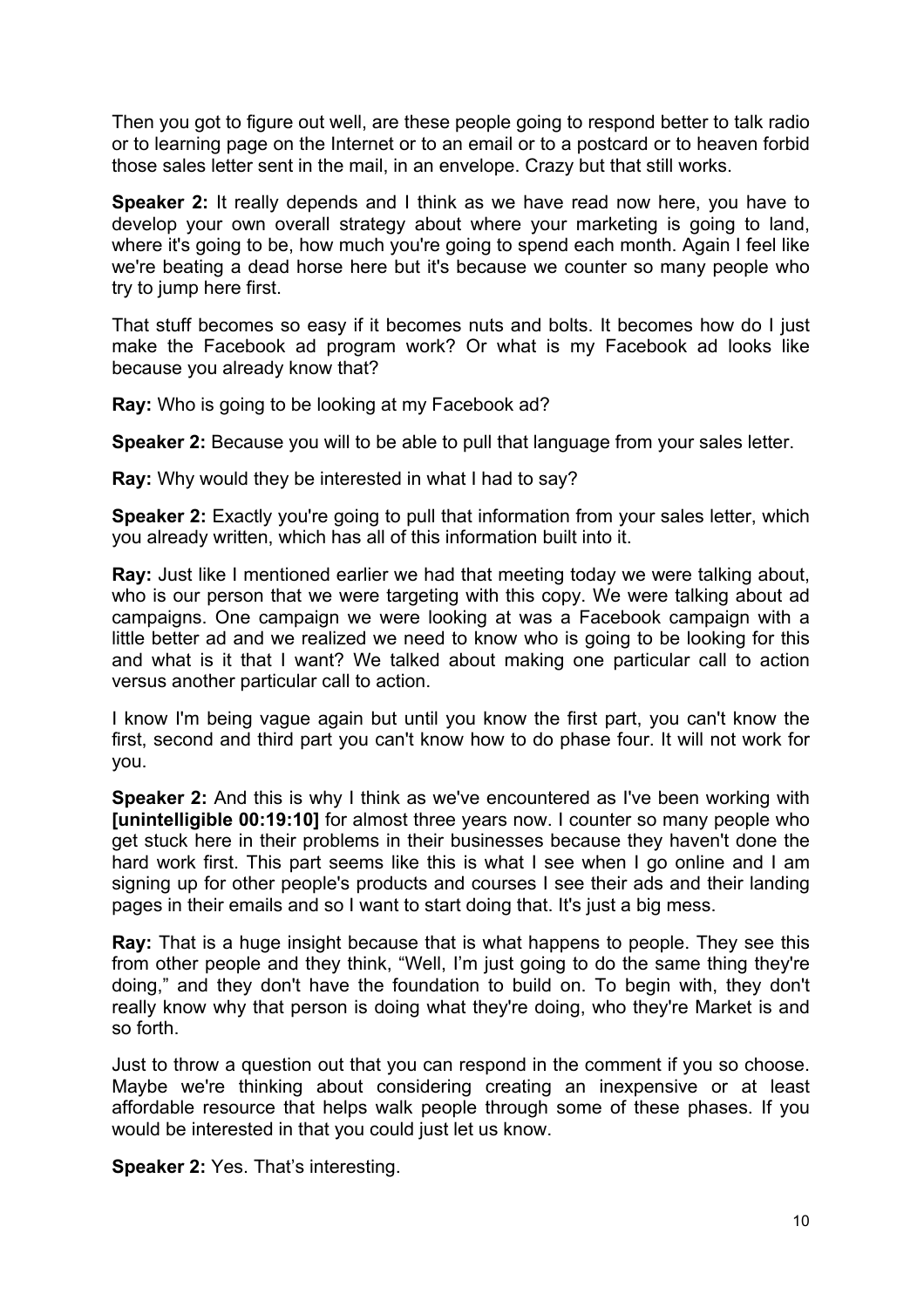Then you got to figure out well, are these people going to respond better to talk radio or to learning page on the Internet or to an email or to a postcard or to heaven forbid those sales letter sent in the mail, in an envelope. Crazy but that still works.

**Speaker 2:** It really depends and I think as we have read now here, you have to develop your own overall strategy about where your marketing is going to land, where it's going to be, how much you're going to spend each month. Again I feel like we're beating a dead horse here but it's because we counter so many people who try to jump here first.

That stuff becomes so easy if it becomes nuts and bolts. It becomes how do I just make the Facebook ad program work? Or what is my Facebook ad looks like because you already know that?

**Ray:** Who is going to be looking at my Facebook ad?

**Speaker 2:** Because you will to be able to pull that language from your sales letter.

**Ray:** Why would they be interested in what I had to say?

**Speaker 2:** Exactly you're going to pull that information from your sales letter, which you already written, which has all of this information built into it.

**Ray:** Just like I mentioned earlier we had that meeting today we were talking about, who is our person that we were targeting with this copy. We were talking about ad campaigns. One campaign we were looking at was a Facebook campaign with a little better ad and we realized we need to know who is going to be looking for this and what is it that I want? We talked about making one particular call to action versus another particular call to action.

I know I'm being vague again but until you know the first part, you can't know the first, second and third part you can't know how to do phase four. It will not work for you.

**Speaker 2:** And this is why I think as we've encountered as I've been working with **[unintelligible 00:19:10]** for almost three years now. I counter so many people who get stuck here in their problems in their businesses because they haven't done the hard work first. This part seems like this is what I see when I go online and I am signing up for other people's products and courses I see their ads and their landing pages in their emails and so I want to start doing that. It's just a big mess.

**Ray:** That is a huge insight because that is what happens to people. They see this from other people and they think, "Well, I'm just going to do the same thing they're doing," and they don't have the foundation to build on. To begin with, they don't really know why that person is doing what they're doing, who they're Market is and so forth.

Just to throw a question out that you can respond in the comment if you so choose. Maybe we're thinking about considering creating an inexpensive or at least affordable resource that helps walk people through some of these phases. If you would be interested in that you could just let us know.

**Speaker 2:** Yes. That's interesting.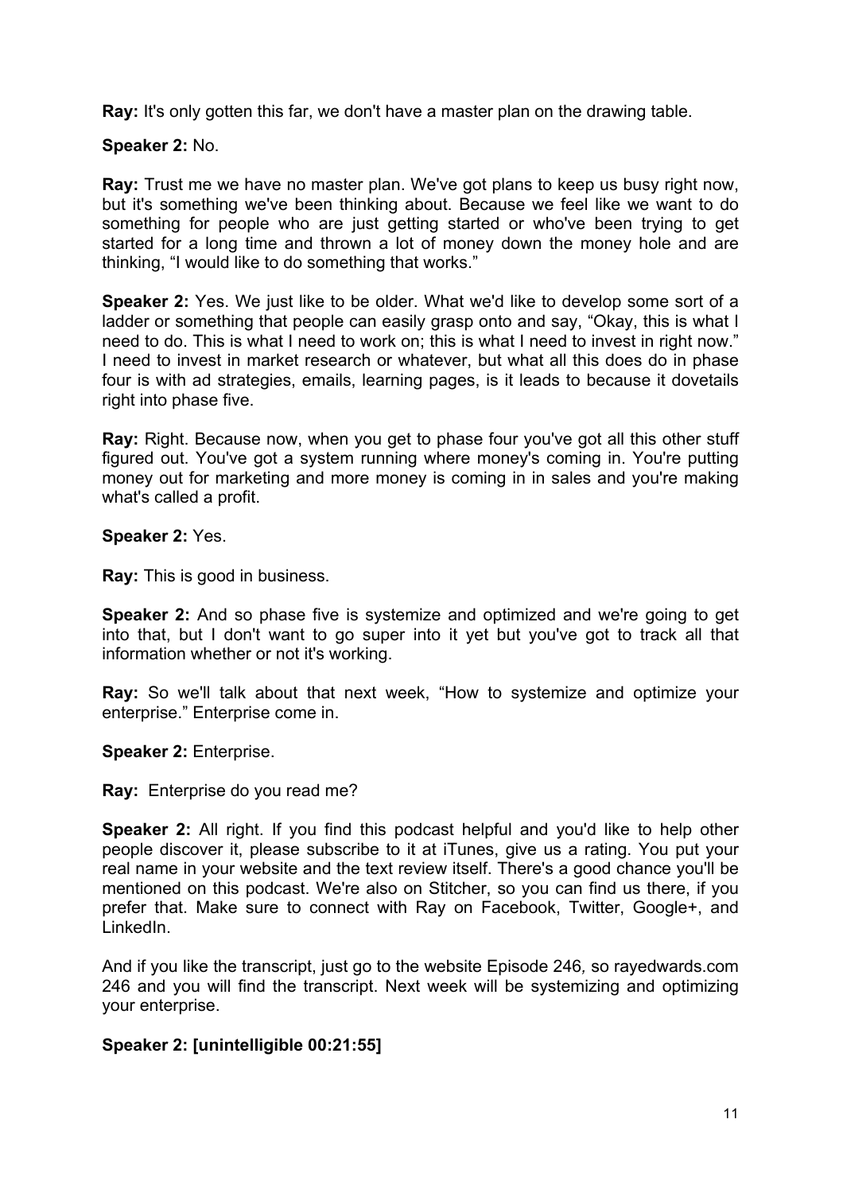**Ray:** It's only gotten this far, we don't have a master plan on the drawing table.

**Speaker 2:** No.

**Ray:** Trust me we have no master plan. We've got plans to keep us busy right now, but it's something we've been thinking about. Because we feel like we want to do something for people who are just getting started or who've been trying to get started for a long time and thrown a lot of money down the money hole and are thinking, "I would like to do something that works."

**Speaker 2:** Yes. We just like to be older. What we'd like to develop some sort of a ladder or something that people can easily grasp onto and say, "Okay, this is what I need to do. This is what I need to work on; this is what I need to invest in right now." I need to invest in market research or whatever, but what all this does do in phase four is with ad strategies, emails, learning pages, is it leads to because it dovetails right into phase five.

**Ray:** Right. Because now, when you get to phase four you've got all this other stuff figured out. You've got a system running where money's coming in. You're putting money out for marketing and more money is coming in in sales and you're making what's called a profit.

**Speaker 2:** Yes.

**Ray:** This is good in business.

**Speaker 2:** And so phase five is systemize and optimized and we're going to get into that, but I don't want to go super into it yet but you've got to track all that information whether or not it's working.

**Ray:** So we'll talk about that next week, "How to systemize and optimize your enterprise." Enterprise come in.

**Speaker 2:** Enterprise.

**Ray:** Enterprise do you read me?

**Speaker 2:** All right. If you find this podcast helpful and you'd like to help other people discover it, please subscribe to it at iTunes, give us a rating. You put your real name in your website and the text review itself. There's a good chance you'll be mentioned on this podcast. We're also on Stitcher, so you can find us there, if you prefer that. Make sure to connect with Ray on Facebook, Twitter, Google+, and LinkedIn.

And if you like the transcript, just go to the website Episode 246*,* so rayedwards.com 246 and you will find the transcript. Next week will be systemizing and optimizing your enterprise.

**Speaker 2: [unintelligible 00:21:55]**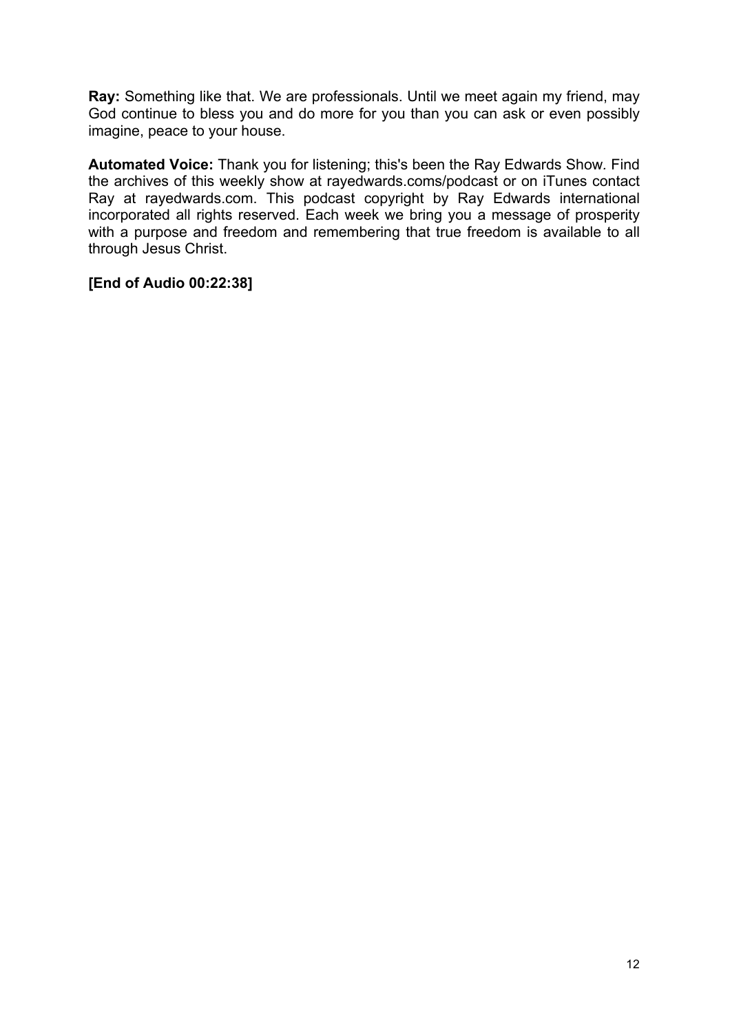**Ray:** Something like that. We are professionals. Until we meet again my friend, may God continue to bless you and do more for you than you can ask or even possibly imagine, peace to your house.

**Automated Voice:** Thank you for listening; this's been the Ray Edwards Show. Find the archives of this weekly show at rayedwards.coms/podcast or on iTunes contact Ray at rayedwards.com. This podcast copyright by Ray Edwards international incorporated all rights reserved. Each week we bring you a message of prosperity with a purpose and freedom and remembering that true freedom is available to all through Jesus Christ.

**[End of Audio 00:22:38]**